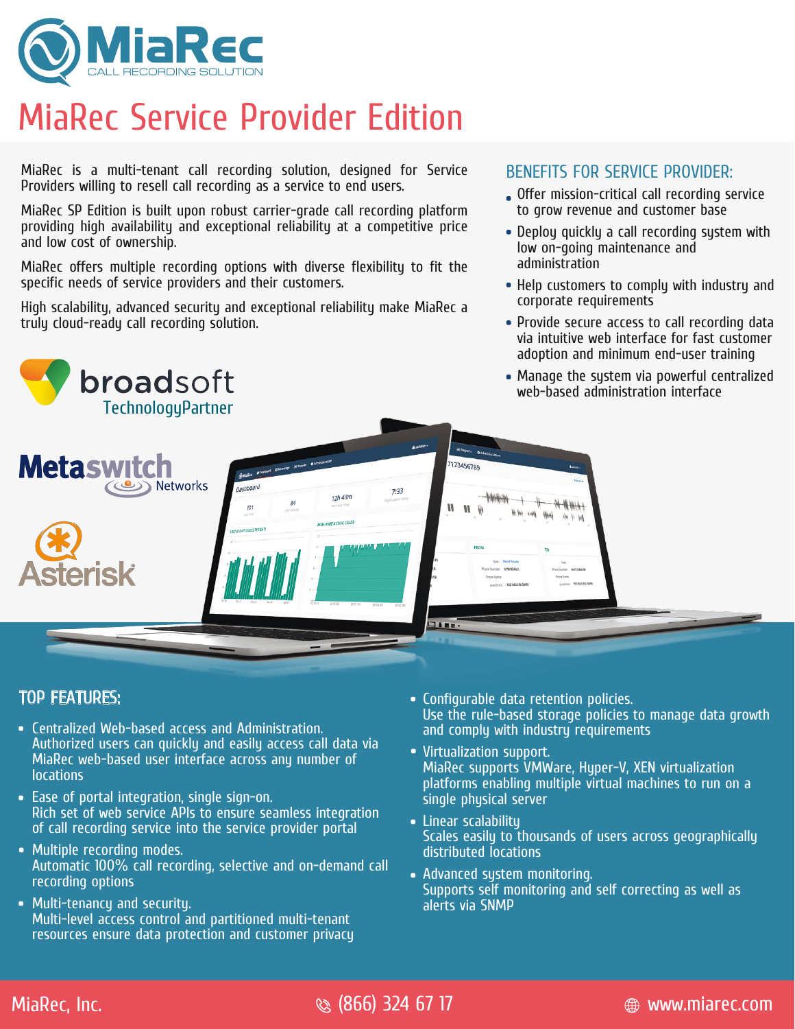# MiaRec Service Provider Edition

MiaRec is a multi-tenant call recording solution, designed for Service Providers willing to resell call recording as a service to end users.

MiaRec SP Edition is built upon robust carrier-grade call recording platform providing high availability and exceptional reliability at a competitive price and low cost of ownership.

MiaRec offers multiple recording options with diverse flexibility to fit the specific needs of service providers and their customers.

High scalability, advanced security and exceptional reliability make MiaRec a truly cloud-ready call recording solution.

## BENEFITS FOR SERVICE PROVIDER:

- Offer mission-critical call recording service to grow revenue and customer base
- Deploy quickly a call recording system with low on-going maintenance and administration
- Help customers to comply with industry and corporate requirements
- Provide secure access to call recording data via intuitive web interface for fast customer adoption and minimum end-user training
- Manage the system via powerful centralized web-based administration interface

## TOP FEATURES:

- Centralized Web-based access and Administration.
  Authorized users can quickly and easily access call data via MiaRec web-based user interface across any number of locations
- Ease of portal integration, single sign-on.
  Rich set of web service APIs to ensure seamless integration of call recording service into the service provider portal
- Multiple recording modes.
  Automatic 100% call recording, selective and on-demand call recording options
- Multi-tenancy and security.
  Multi-level access control and partitioned multi-tenant resources ensure data protection and customer privacy
- Configurable data retention policies.
  Use the rule-based storage policies to manage data growth and comply with industry requirements
- Virtualization support.
  MiaRec supports VMWare, Hyper-V, XEN virtualization platforms enabling multiple virtual machines to run on a single physical server
- Linear scalability
  Scales easily to thousands of users across geographically distributed locations
- Advanced system monitoring.
  Supports self monitoring and self correcting as well as alerts via SNMP

MiaRec, Inc. (866) 324 67 17 www.miarec.com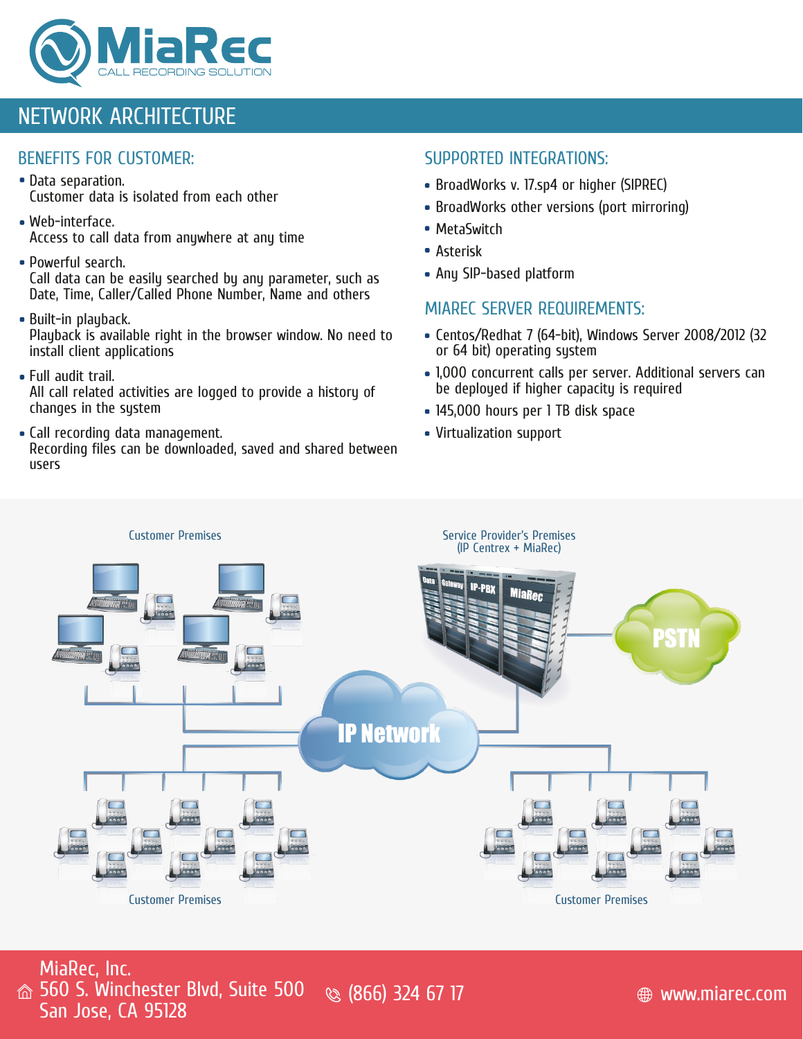# NETWORK ARCHITECTURE

## BENEFITS FOR CUSTOMER:

- Data separation.
  Customer data is isolated from each other
- Web-interface.
  Access to call data from anywhere at any time
- Powerful search.
  Call data can be easily searched by any parameter, such as Date, Time, Caller/Called Phone Number, Name and others
- Built-in playback.
  Playback is available right in the browser window. No need to install client applications
- Full audit trail.
  All call related activities are logged to provide a history of changes in the system
- Call recording data management.
  Recording files can be downloaded, saved and shared between users

## SUPPORTED INTEGRATIONS:

- BroadWorks v. 17.sp4 or higher (SIPREC)
- BroadWorks other versions (port mirroring)
- MetaSwitch
- Asterisk
- Any SIP-based platform

## MIAREC SERVER REQUIREMENTS:

- Centos/Redhat 7 (64-bit), Windows Server 2008/2012 (32 or 64 bit) operating system
- 1,000 concurrent calls per server. Additional servers can be deployed if higher capacity is required
- 145,000 hours per 1 TB disk space
- Virtualization support

Customer Premises

Service Provider's Premises
(IP Centrex + MiaRec)

Data
Gateway
IP-PBX
MiaRec

PSTN

IP Network

Customer Premises

Customer Premises

MiaRec, Inc.
560 S. Winchester Blvd, Suite 500
San Jose, CA 95128

(866) 324 67 17

www.miarec.com